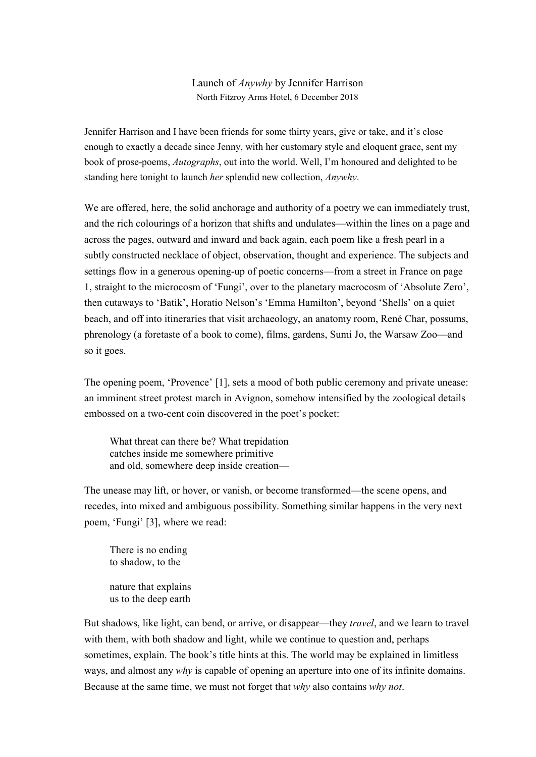# Launch of *Anywhy* by Jennifer Harrison

North Fitzroy Arms Hotel, 6 December 2018

Jennifer Harrison and I have been friends for some thirty years, give or take, and it's close enough to exactly a decade since Jenny, with her customary style and eloquent grace, sent my book of prose-poems, *Autographs*, out into the world. Well, I'm honoured and delighted to be standing here tonight to launch *her* splendid new collection, *Anywhy*.

We are offered, here, the solid anchorage and authority of a poetry we can immediately trust, and the rich colourings of a horizon that shifts and undulates—within the lines on a page and across the pages, outward and inward and back again, each poem like a fresh pearl in a subtly constructed necklace of object, observation, thought and experience. The subjects and settings flow in a generous opening-up of poetic concerns—from a street in France on page 1, straight to the microcosm of 'Fungi', over to the planetary macrocosm of 'Absolute Zero', then cutaways to 'Batik', Horatio Nelson's 'Emma Hamilton', beyond 'Shells' on a quiet beach, and off into itineraries that visit archaeology, an anatomy room, René Char, possums, phrenology (a foretaste of a book to come), films, gardens, Sumi Jo, the Warsaw Zoo—and so it goes.

The opening poem, 'Provence' [1], sets a mood of both public ceremony and private unease: an imminent street protest march in Avignon, somehow intensified by the zoological details embossed on a two-cent coin discovered in the poet's pocket:

> What threat can there be? What trepidation
> catches inside me somewhere primitive
> and old, somewhere deep inside creation—

The unease may lift, or hover, or vanish, or become transformed—the scene opens, and recedes, into mixed and ambiguous possibility. Something similar happens in the very next poem, 'Fungi' [3], where we read:

> There is no ending
> to shadow, to the
>
> nature that explains
> us to the deep earth

But shadows, like light, can bend, or arrive, or disappear—they *travel*, and we learn to travel with them, with both shadow and light, while we continue to question and, perhaps sometimes, explain. The book's title hints at this. The world may be explained in limitless ways, and almost any *why* is capable of opening an aperture into one of its infinite domains. Because at the same time, we must not forget that *why* also contains *why not*.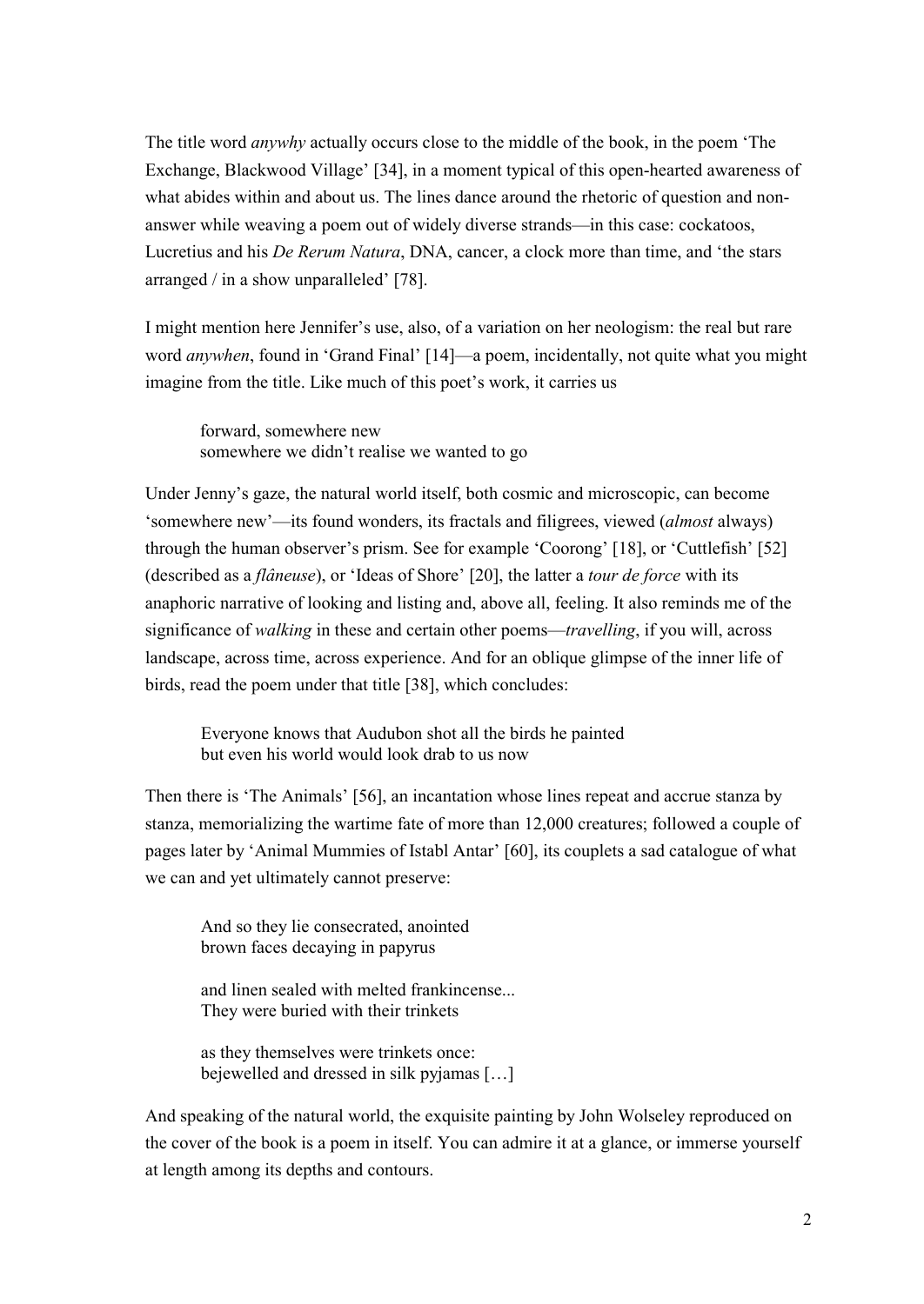The title word *anywhy* actually occurs close to the middle of the book, in the poem 'The Exchange, Blackwood Village' [34], in a moment typical of this open-hearted awareness of what abides within and about us. The lines dance around the rhetoric of question and non-answer while weaving a poem out of widely diverse strands—in this case: cockatoos, Lucretius and his *De Rerum Natura*, DNA, cancer, a clock more than time, and 'the stars arranged / in a show unparalleled' [78].

I might mention here Jennifer's use, also, of a variation on her neologism: the real but rare word *anywhen*, found in 'Grand Final' [14]—a poem, incidentally, not quite what you might imagine from the title. Like much of this poet's work, it carries us

> forward, somewhere new
> somewhere we didn't realise we wanted to go

Under Jenny's gaze, the natural world itself, both cosmic and microscopic, can become 'somewhere new'—its found wonders, its fractals and filigrees, viewed (*almost* always) through the human observer's prism. See for example 'Coorong' [18], or 'Cuttlefish' [52] (described as a *flâneuse*), or 'Ideas of Shore' [20], the latter a *tour de force* with its anaphoric narrative of looking and listing and, above all, feeling. It also reminds me of the significance of *walking* in these and certain other poems—*travelling*, if you will, across landscape, across time, across experience. And for an oblique glimpse of the inner life of birds, read the poem under that title [38], which concludes:

> Everyone knows that Audubon shot all the birds he painted
> but even his world would look drab to us now

Then there is 'The Animals' [56], an incantation whose lines repeat and accrue stanza by stanza, memorializing the wartime fate of more than 12,000 creatures; followed a couple of pages later by 'Animal Mummies of Istabl Antar' [60], its couplets a sad catalogue of what we can and yet ultimately cannot preserve:

> And so they lie consecrated, anointed
> brown faces decaying in papyrus
>
> and linen sealed with melted frankincense...
> They were buried with their trinkets
>
> as they themselves were trinkets once:
> bejewelled and dressed in silk pyjamas […]

And speaking of the natural world, the exquisite painting by John Wolseley reproduced on the cover of the book is a poem in itself. You can admire it at a glance, or immerse yourself at length among its depths and contours.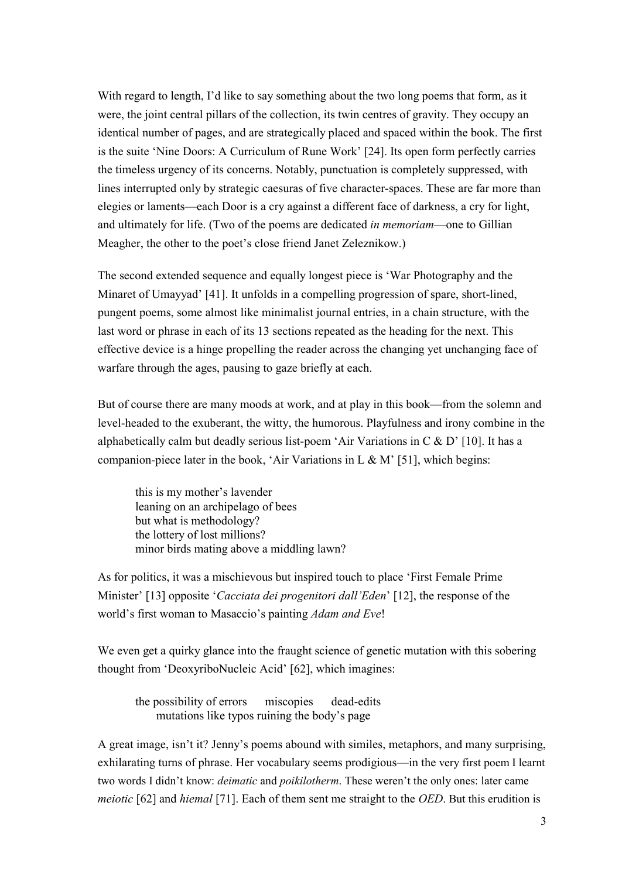With regard to length, I'd like to say something about the two long poems that form, as it were, the joint central pillars of the collection, its twin centres of gravity. They occupy an identical number of pages, and are strategically placed and spaced within the book. The first is the suite 'Nine Doors: A Curriculum of Rune Work' [24]. Its open form perfectly carries the timeless urgency of its concerns. Notably, punctuation is completely suppressed, with lines interrupted only by strategic caesuras of five character-spaces. These are far more than elegies or laments—each Door is a cry against a different face of darkness, a cry for light, and ultimately for life. (Two of the poems are dedicated *in memoriam*—one to Gillian Meagher, the other to the poet's close friend Janet Zeleznikow.)

The second extended sequence and equally longest piece is 'War Photography and the Minaret of Umayyad' [41]. It unfolds in a compelling progression of spare, short-lined, pungent poems, some almost like minimalist journal entries, in a chain structure, with the last word or phrase in each of its 13 sections repeated as the heading for the next. This effective device is a hinge propelling the reader across the changing yet unchanging face of warfare through the ages, pausing to gaze briefly at each.

But of course there are many moods at work, and at play in this book—from the solemn and level-headed to the exuberant, the witty, the humorous. Playfulness and irony combine in the alphabetically calm but deadly serious list-poem 'Air Variations in C & D' [10]. It has a companion-piece later in the book, 'Air Variations in L & M' [51], which begins:

> this is my mother's lavender
> leaning on an archipelago of bees
> but what is methodology?
> the lottery of lost millions?
> minor birds mating above a middling lawn?

As for politics, it was a mischievous but inspired touch to place 'First Female Prime Minister' [13] opposite '*Cacciata dei progenitori dall'Eden*' [12], the response of the world's first woman to Masaccio's painting *Adam and Eve*!

We even get a quirky glance into the fraught science of genetic mutation with this sobering thought from 'DeoxyriboNucleic Acid' [62], which imagines:

> the possibility of errors     miscopies     dead-edits
>     mutations like typos ruining the body's page

A great image, isn't it? Jenny's poems abound with similes, metaphors, and many surprising, exhilarating turns of phrase. Her vocabulary seems prodigious—in the very first poem I learnt two words I didn't know: *deimatic* and *poikilotherm*. These weren't the only ones: later came *meiotic* [62] and *hiemal* [71]. Each of them sent me straight to the *OED*. But this erudition is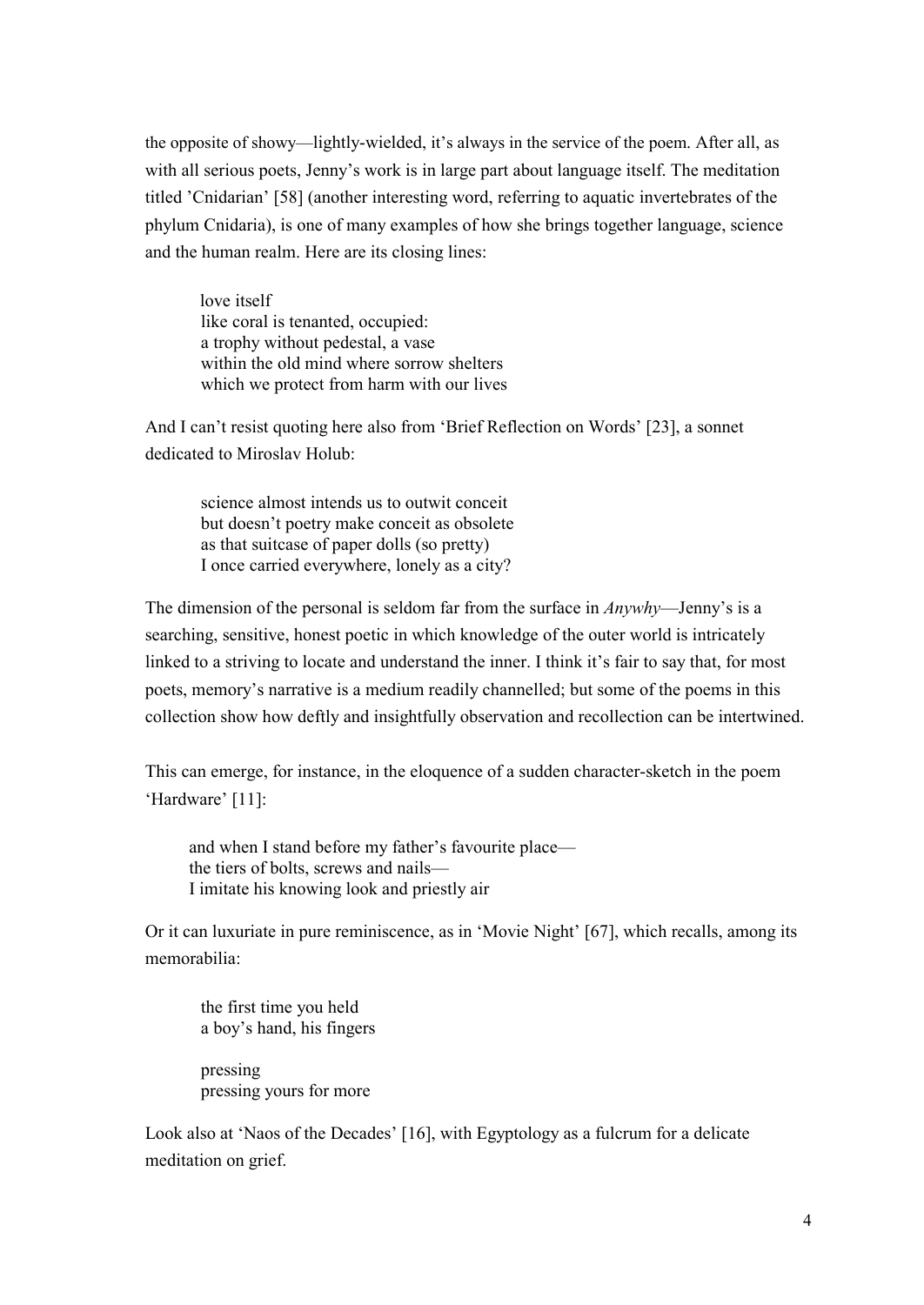the opposite of showy—lightly-wielded, it's always in the service of the poem. After all, as with all serious poets, Jenny's work is in large part about language itself. The meditation titled 'Cnidarian' [58] (another interesting word, referring to aquatic invertebrates of the phylum Cnidaria), is one of many examples of how she brings together language, science and the human realm. Here are its closing lines:

> love itself  
> like coral is tenanted, occupied:  
> a trophy without pedestal, a vase  
> within the old mind where sorrow shelters  
> which we protect from harm with our lives

And I can't resist quoting here also from 'Brief Reflection on Words' [23], a sonnet dedicated to Miroslav Holub:

> science almost intends us to outwit conceit  
> but doesn't poetry make conceit as obsolete  
> as that suitcase of paper dolls (so pretty)  
> I once carried everywhere, lonely as a city?

The dimension of the personal is seldom far from the surface in *Anywhy*—Jenny's is a searching, sensitive, honest poetic in which knowledge of the outer world is intricately linked to a striving to locate and understand the inner. I think it's fair to say that, for most poets, memory's narrative is a medium readily channelled; but some of the poems in this collection show how deftly and insightfully observation and recollection can be intertwined.

This can emerge, for instance, in the eloquence of a sudden character-sketch in the poem 'Hardware' [11]:

> and when I stand before my father's favourite place—  
> the tiers of bolts, screws and nails—  
> I imitate his knowing look and priestly air

Or it can luxuriate in pure reminiscence, as in 'Movie Night' [67], which recalls, among its memorabilia:

> the first time you held  
> a boy's hand, his fingers
>
> pressing  
> pressing yours for more

Look also at 'Naos of the Decades' [16], with Egyptology as a fulcrum for a delicate meditation on grief.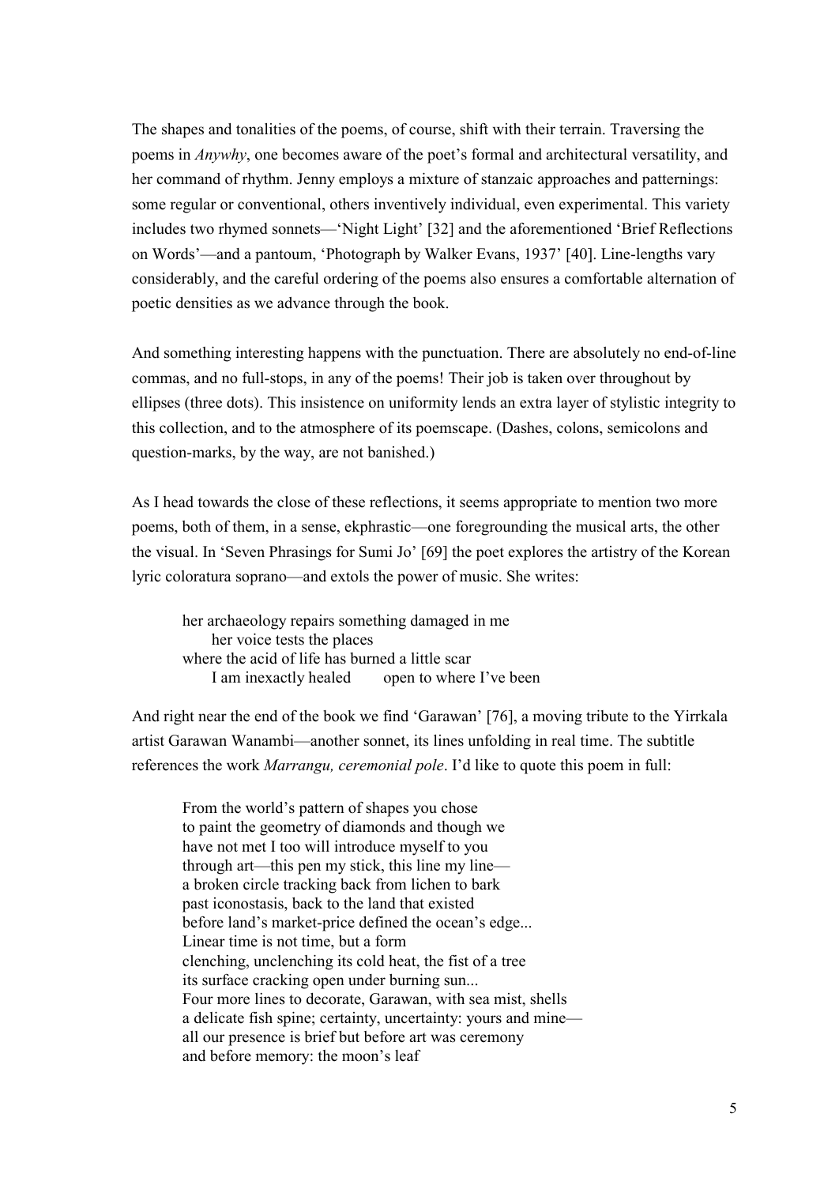The shapes and tonalities of the poems, of course, shift with their terrain. Traversing the poems in *Anywhy*, one becomes aware of the poet's formal and architectural versatility, and her command of rhythm. Jenny employs a mixture of stanzaic approaches and patternings: some regular or conventional, others inventively individual, even experimental. This variety includes two rhymed sonnets—'Night Light' [32] and the aforementioned 'Brief Reflections on Words'—and a pantoum, 'Photograph by Walker Evans, 1937' [40]. Line-lengths vary considerably, and the careful ordering of the poems also ensures a comfortable alternation of poetic densities as we advance through the book.

And something interesting happens with the punctuation. There are absolutely no end-of-line commas, and no full-stops, in any of the poems! Their job is taken over throughout by ellipses (three dots). This insistence on uniformity lends an extra layer of stylistic integrity to this collection, and to the atmosphere of its poemscape. (Dashes, colons, semicolons and question-marks, by the way, are not banished.)

As I head towards the close of these reflections, it seems appropriate to mention two more poems, both of them, in a sense, ekphrastic—one foregrounding the musical arts, the other the visual. In 'Seven Phrasings for Sumi Jo' [69] the poet explores the artistry of the Korean lyric coloratura soprano—and extols the power of music. She writes:

> her archaeology repairs something damaged in me
>     her voice tests the places
> where the acid of life has burned a little scar
>     I am inexactly healed     open to where I've been

And right near the end of the book we find 'Garawan' [76], a moving tribute to the Yirrkala artist Garawan Wanambi—another sonnet, its lines unfolding in real time. The subtitle references the work *Marrangu, ceremonial pole*. I'd like to quote this poem in full:

> From the world's pattern of shapes you chose
> to paint the geometry of diamonds and though we
> have not met I too will introduce myself to you
> through art—this pen my stick, this line my line—
> a broken circle tracking back from lichen to bark
> past iconostasis, back to the land that existed
> before land's market-price defined the ocean's edge...
> Linear time is not time, but a form
> clenching, unclenching its cold heat, the fist of a tree
> its surface cracking open under burning sun...
> Four more lines to decorate, Garawan, with sea mist, shells
> a delicate fish spine; certainty, uncertainty: yours and mine—
> all our presence is brief but before art was ceremony
> and before memory: the moon's leaf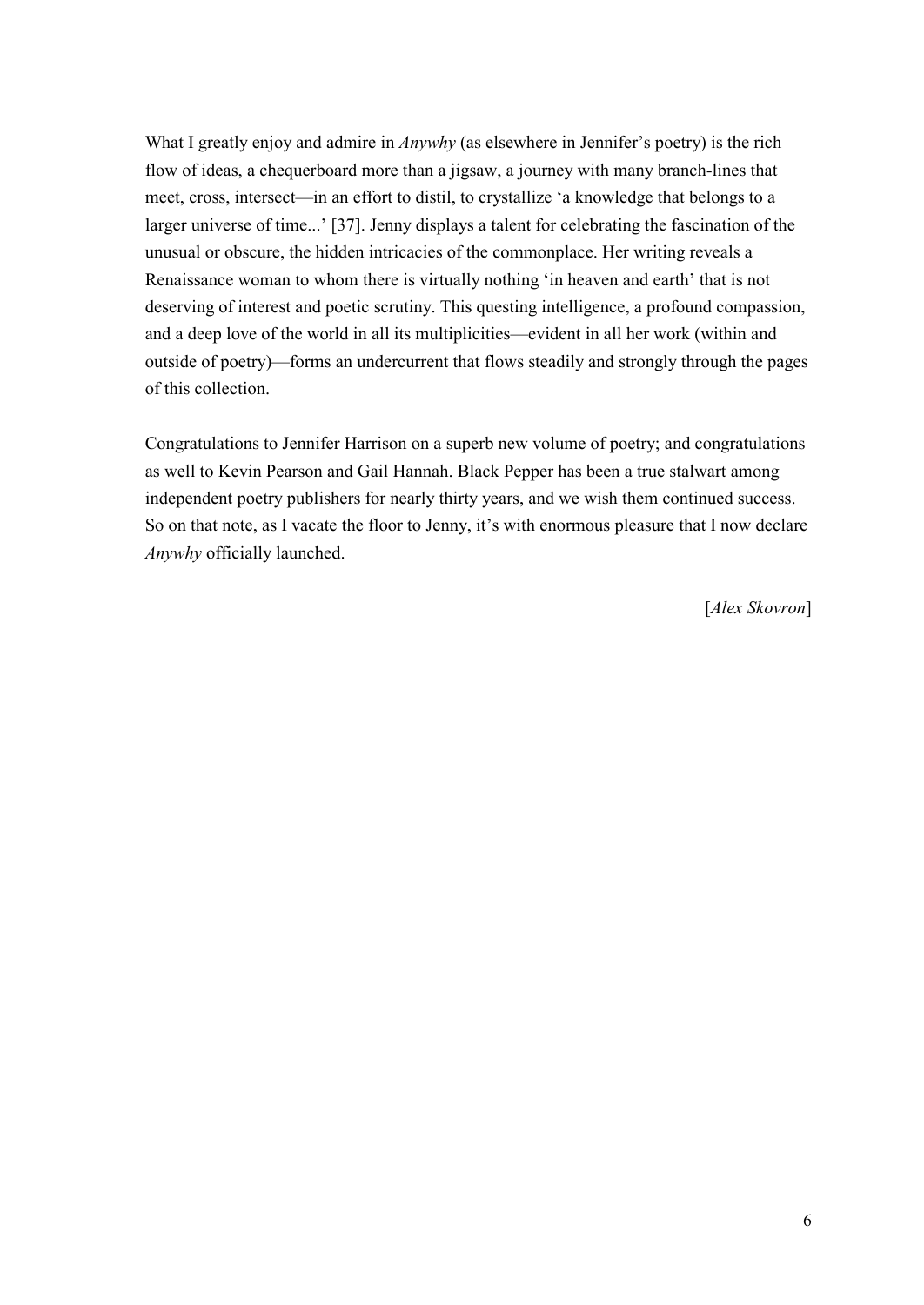What I greatly enjoy and admire in *Anywhy* (as elsewhere in Jennifer's poetry) is the rich flow of ideas, a chequerboard more than a jigsaw, a journey with many branch-lines that meet, cross, intersect—in an effort to distil, to crystallize 'a knowledge that belongs to a larger universe of time...' [37]. Jenny displays a talent for celebrating the fascination of the unusual or obscure, the hidden intricacies of the commonplace. Her writing reveals a Renaissance woman to whom there is virtually nothing 'in heaven and earth' that is not deserving of interest and poetic scrutiny. This questing intelligence, a profound compassion, and a deep love of the world in all its multiplicities—evident in all her work (within and outside of poetry)—forms an undercurrent that flows steadily and strongly through the pages of this collection.

Congratulations to Jennifer Harrison on a superb new volume of poetry; and congratulations as well to Kevin Pearson and Gail Hannah. Black Pepper has been a true stalwart among independent poetry publishers for nearly thirty years, and we wish them continued success. So on that note, as I vacate the floor to Jenny, it's with enormous pleasure that I now declare *Anywhy* officially launched.

[*Alex Skovron*]